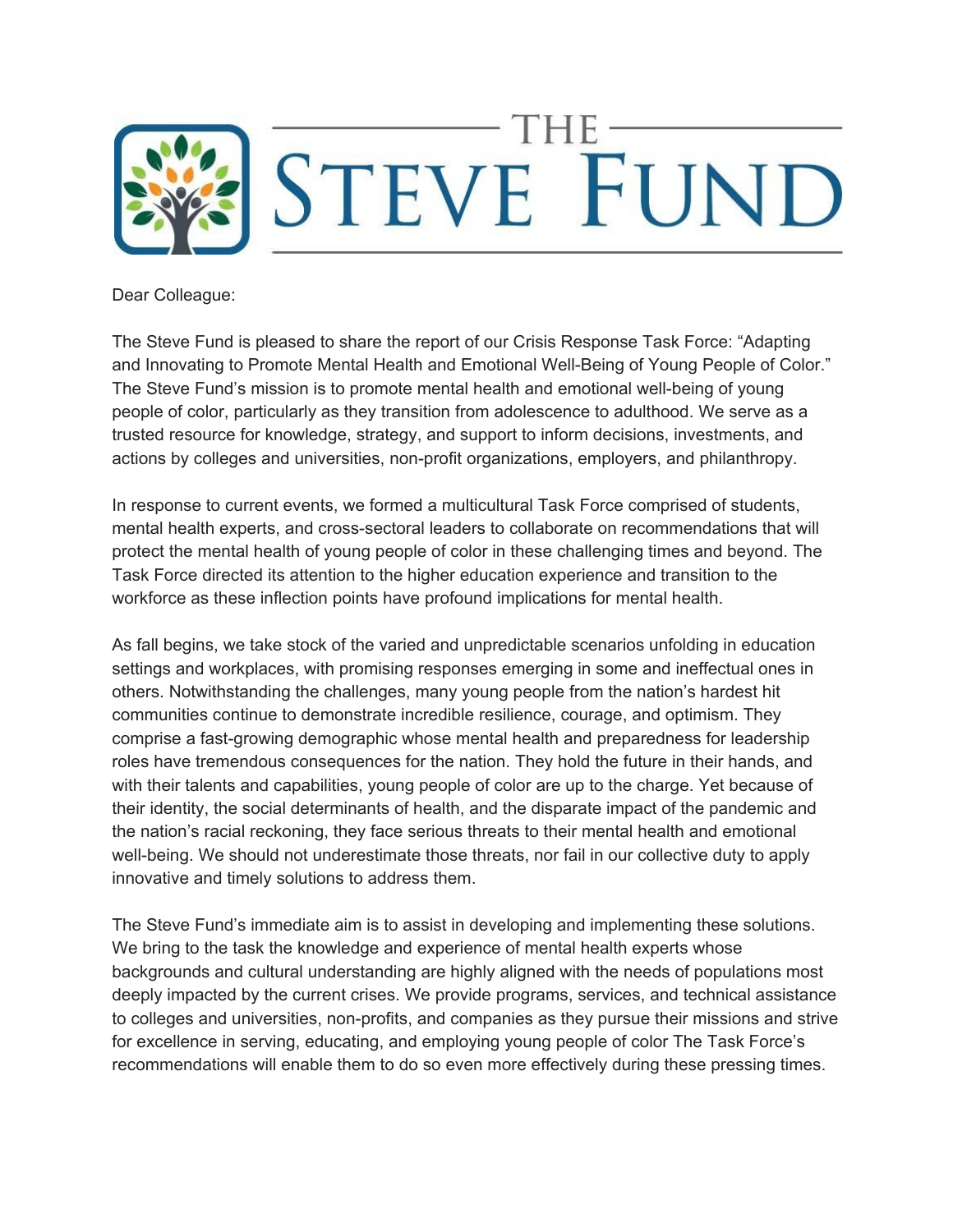# THE STEVE FUND

Dear Colleague:

The Steve Fund is pleased to share the report of our Crisis Response Task Force: "Adapting and Innovating to Promote Mental Health and Emotional Well-Being of Young People of Color." The Steve Fund's mission is to promote mental health and emotional well-being of young people of color, particularly as they transition from adolescence to adulthood. We serve as a trusted resource for knowledge, strategy, and support to inform decisions, investments, and actions by colleges and universities, non-profit organizations, employers, and philanthropy.

In response to current events, we formed a multicultural Task Force comprised of students, mental health experts, and cross-sectoral leaders to collaborate on recommendations that will protect the mental health of young people of color in these challenging times and beyond. The Task Force directed its attention to the higher education experience and transition to the workforce as these inflection points have profound implications for mental health.

As fall begins, we take stock of the varied and unpredictable scenarios unfolding in education settings and workplaces, with promising responses emerging in some and ineffectual ones in others. Notwithstanding the challenges, many young people from the nation's hardest hit communities continue to demonstrate incredible resilience, courage, and optimism. They comprise a fast-growing demographic whose mental health and preparedness for leadership roles have tremendous consequences for the nation. They hold the future in their hands, and with their talents and capabilities, young people of color are up to the charge. Yet because of their identity, the social determinants of health, and the disparate impact of the pandemic and the nation's racial reckoning, they face serious threats to their mental health and emotional well-being. We should not underestimate those threats, nor fail in our collective duty to apply innovative and timely solutions to address them.

The Steve Fund's immediate aim is to assist in developing and implementing these solutions. We bring to the task the knowledge and experience of mental health experts whose backgrounds and cultural understanding are highly aligned with the needs of populations most deeply impacted by the current crises. We provide programs, services, and technical assistance to colleges and universities, non-profits, and companies as they pursue their missions and strive for excellence in serving, educating, and employing young people of color The Task Force's recommendations will enable them to do so even more effectively during these pressing times.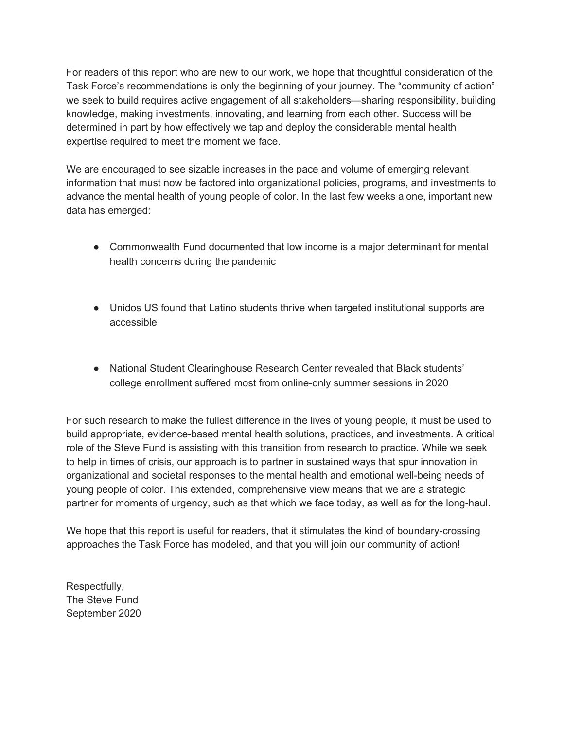For readers of this report who are new to our work, we hope that thoughtful consideration of the Task Force's recommendations is only the beginning of your journey. The "community of action" we seek to build requires active engagement of all stakeholders—sharing responsibility, building knowledge, making investments, innovating, and learning from each other. Success will be determined in part by how effectively we tap and deploy the considerable mental health expertise required to meet the moment we face.

We are encouraged to see sizable increases in the pace and volume of emerging relevant information that must now be factored into organizational policies, programs, and investments to advance the mental health of young people of color. In the last few weeks alone, important new data has emerged:

- Commonwealth Fund documented that low income is a major determinant for mental health concerns during the pandemic
- Unidos US found that Latino students thrive when targeted institutional supports are accessible
- National Student Clearinghouse Research Center revealed that Black students' college enrollment suffered most from online-only summer sessions in 2020

For such research to make the fullest difference in the lives of young people, it must be used to build appropriate, evidence-based mental health solutions, practices, and investments. A critical role of the Steve Fund is assisting with this transition from research to practice. While we seek to help in times of crisis, our approach is to partner in sustained ways that spur innovation in organizational and societal responses to the mental health and emotional well-being needs of young people of color. This extended, comprehensive view means that we are a strategic partner for moments of urgency, such as that which we face today, as well as for the long-haul.

We hope that this report is useful for readers, that it stimulates the kind of boundary-crossing approaches the Task Force has modeled, and that you will join our community of action!

Respectfully,
The Steve Fund
September 2020